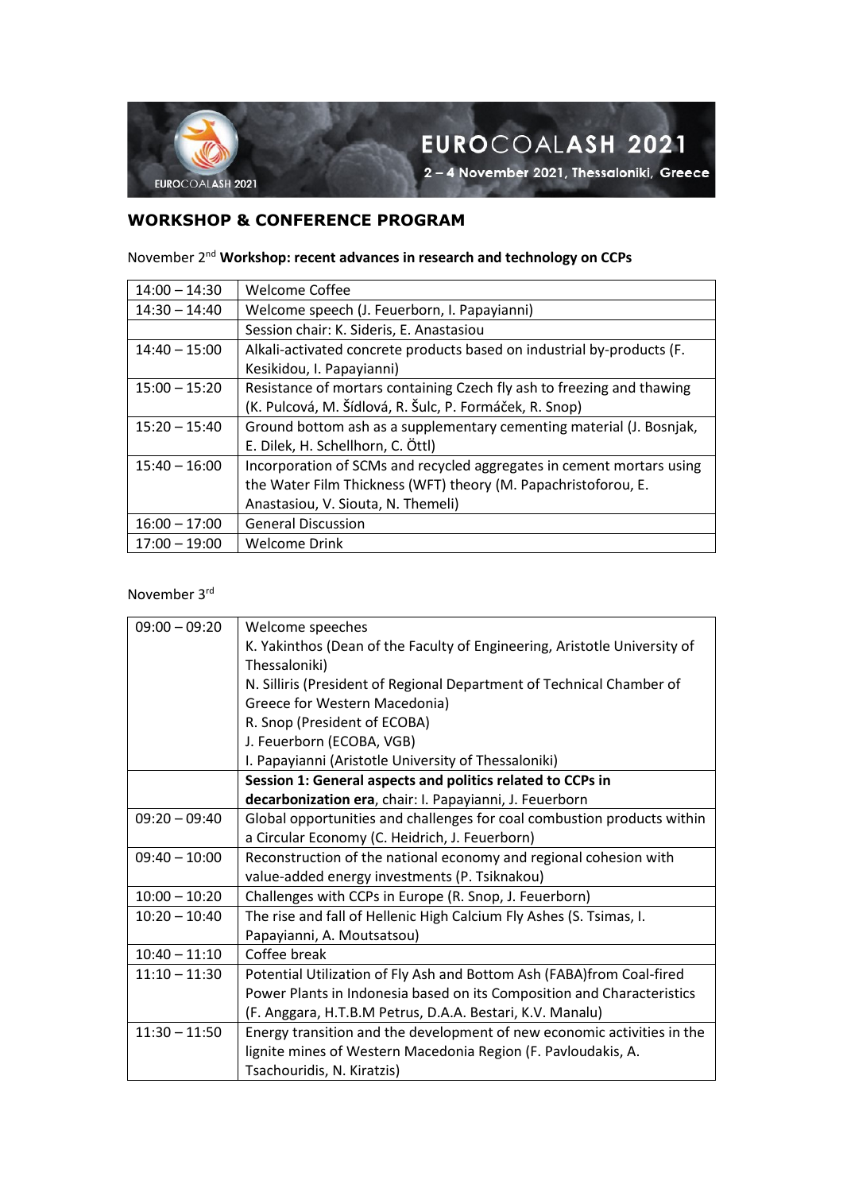EUROCOALASH 2021

2 – 4 November 2021, Thessaloniki, Greece

## WORKSHOP & CONFERENCE PROGRAM

November 2[nd] **Workshop: recent advances in research and technology on CCPs**

| | |
|---|---|
| 14:00 – 14:30 | Welcome Coffee |
| 14:30 – 14:40 | Welcome speech (J. Feuerborn, I. Papayianni) |
| | Session chair: K. Sideris, E. Anastasiou |
| 14:40 – 15:00 | Alkali-activated concrete products based on industrial by-products (F. Kesikidou, I. Papayianni) |
| 15:00 – 15:20 | Resistance of mortars containing Czech fly ash to freezing and thawing (K. Pulcová, M. Šídlová, R. Šulc, P. Formáček, R. Snop) |
| 15:20 – 15:40 | Ground bottom ash as a supplementary cementing material (J. Bosnjak, E. Dilek, H. Schellhorn, C. Öttl) |
| 15:40 – 16:00 | Incorporation of SCMs and recycled aggregates in cement mortars using the Water Film Thickness (WFT) theory (M. Papachristoforou, E. Anastasiou, V. Siouta, N. Themeli) |
| 16:00 – 17:00 | General Discussion |
| 17:00 – 19:00 | Welcome Drink |

November 3[rd]

| | |
|---|---|
| 09:00 – 09:20 | Welcome speeches<br>K. Yakinthos (Dean of the Faculty of Engineering, Aristotle University of Thessaloniki)<br>N. Silliris (President of Regional Department of Technical Chamber of Greece for Western Macedonia)<br>R. Snop (President of ECOBA)<br>J. Feuerborn (ECOBA, VGB)<br>I. Papayianni (Aristotle University of Thessaloniki) |
| | **Session 1: General aspects and politics related to CCPs in decarbonization era**, chair: I. Papayianni, J. Feuerborn |
| 09:20 – 09:40 | Global opportunities and challenges for coal combustion products within a Circular Economy (C. Heidrich, J. Feuerborn) |
| 09:40 – 10:00 | Reconstruction of the national economy and regional cohesion with value-added energy investments (P. Tsiknakou) |
| 10:00 – 10:20 | Challenges with CCPs in Europe (R. Snop, J. Feuerborn) |
| 10:20 – 10:40 | The rise and fall of Hellenic High Calcium Fly Ashes (S. Tsimas, I. Papayianni, A. Moutsatsou) |
| 10:40 – 11:10 | Coffee break |
| 11:10 – 11:30 | Potential Utilization of Fly Ash and Bottom Ash (FABA)from Coal-fired Power Plants in Indonesia based on its Composition and Characteristics (F. Anggara, H.T.B.M Petrus, D.A.A. Bestari, K.V. Manalu) |
| 11:30 – 11:50 | Energy transition and the development of new economic activities in the lignite mines of Western Macedonia Region (F. Pavloudakis, A. Tsachouridis, N. Kiratzis) |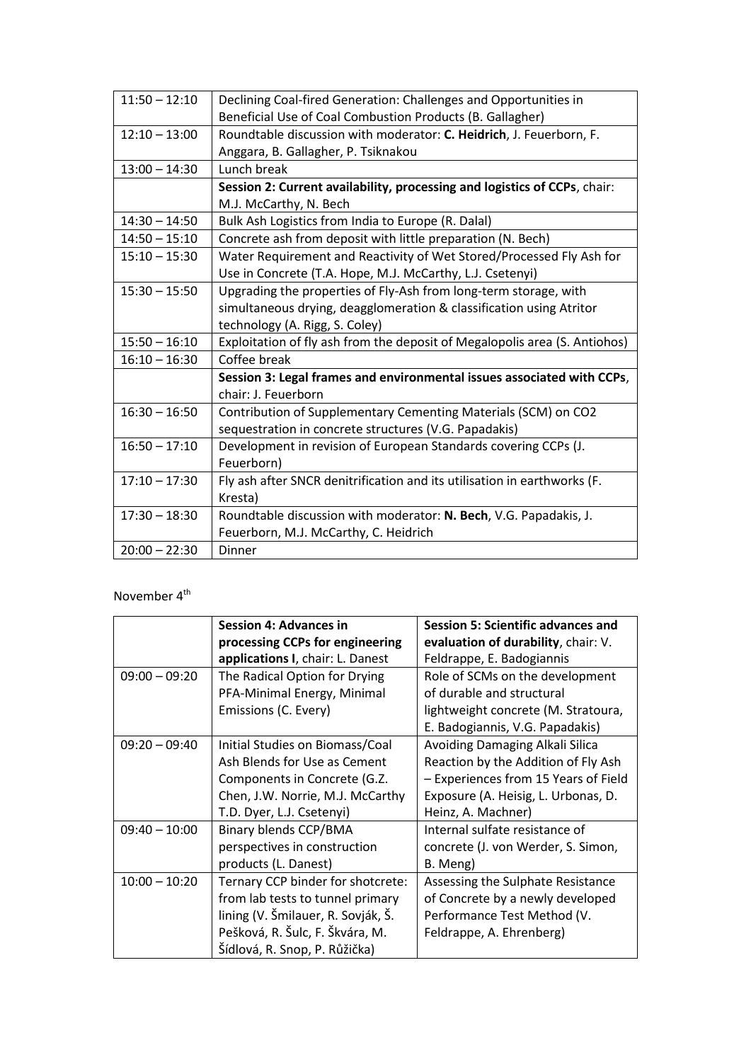| | |
|---|---|
| 11:50 – 12:10 | Declining Coal-fired Generation: Challenges and Opportunities in Beneficial Use of Coal Combustion Products (B. Gallagher) |
| 12:10 – 13:00 | Roundtable discussion with moderator: **C. Heidrich**, J. Feuerborn, F. Anggara, B. Gallagher, P. Tsiknakou |
| 13:00 – 14:30 | Lunch break |
| | **Session 2: Current availability, processing and logistics of CCPs**, chair: M.J. McCarthy, N. Bech |
| 14:30 – 14:50 | Bulk Ash Logistics from India to Europe (R. Dalal) |
| 14:50 – 15:10 | Concrete ash from deposit with little preparation (N. Bech) |
| 15:10 – 15:30 | Water Requirement and Reactivity of Wet Stored/Processed Fly Ash for Use in Concrete (T.A. Hope, M.J. McCarthy, L.J. Csetenyi) |
| 15:30 – 15:50 | Upgrading the properties of Fly-Ash from long-term storage, with simultaneous drying, deagglomeration & classification using Atritor technology (A. Rigg, S. Coley) |
| 15:50 – 16:10 | Exploitation of fly ash from the deposit of Megalopolis area (S. Antiohos) |
| 16:10 – 16:30 | Coffee break |
| | **Session 3: Legal frames and environmental issues associated with CCPs**, chair: J. Feuerborn |
| 16:30 – 16:50 | Contribution of Supplementary Cementing Materials (SCM) on CO2 sequestration in concrete structures (V.G. Papadakis) |
| 16:50 – 17:10 | Development in revision of European Standards covering CCPs (J. Feuerborn) |
| 17:10 – 17:30 | Fly ash after SNCR denitrification and its utilisation in earthworks (F. Kresta) |
| 17:30 – 18:30 | Roundtable discussion with moderator: **N. Bech**, V.G. Papadakis, J. Feuerborn, M.J. McCarthy, C. Heidrich |
| 20:00 – 22:30 | Dinner |

November 4th

| | **Session 4: Advances in processing CCPs for engineering applications I**, chair: L. Danest | **Session 5: Scientific advances and evaluation of durability**, chair: V. Feldrappe, E. Badogiannis |
|---|---|---|
| 09:00 – 09:20 | The Radical Option for Drying PFA-Minimal Energy, Minimal Emissions (C. Every) | Role of SCMs on the development of durable and structural lightweight concrete (M. Stratoura, E. Badogiannis, V.G. Papadakis) |
| 09:20 – 09:40 | Initial Studies on Biomass/Coal Ash Blends for Use as Cement Components in Concrete (G.Z. Chen, J.W. Norrie, M.J. McCarthy T.D. Dyer, L.J. Csetenyi) | Avoiding Damaging Alkali Silica Reaction by the Addition of Fly Ash – Experiences from 15 Years of Field Exposure (A. Heisig, L. Urbonas, D. Heinz, A. Machner) |
| 09:40 – 10:00 | Binary blends CCP/BMA perspectives in construction products (L. Danest) | Internal sulfate resistance of concrete (J. von Werder, S. Simon, B. Meng) |
| 10:00 – 10:20 | Ternary CCP binder for shotcrete: from lab tests to tunnel primary lining (V. Šmilauer, R. Sovják, Š. Pešková, R. Šulc, F. Škvára, M. Šídlová, R. Snop, P. Růžička) | Assessing the Sulphate Resistance of Concrete by a newly developed Performance Test Method (V. Feldrappe, A. Ehrenberg) |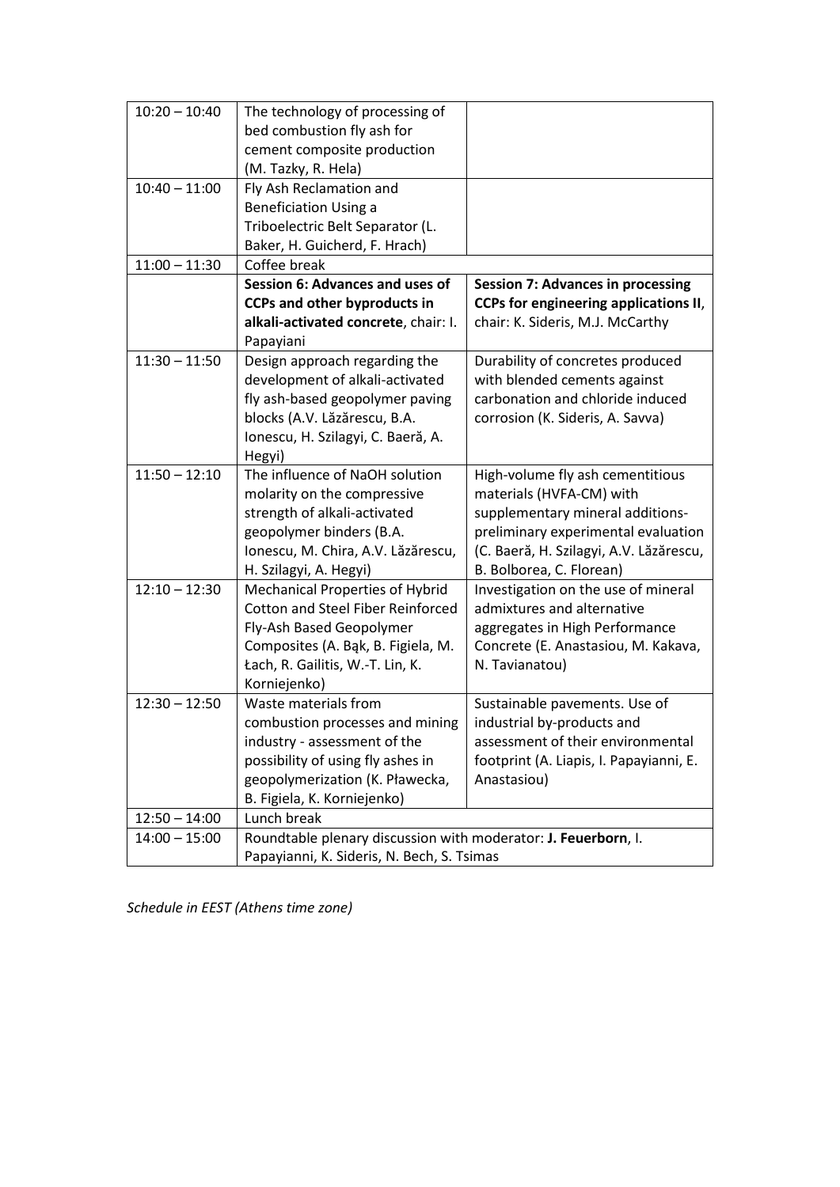| | | |
|---|---|---|
| 10:20 – 10:40 | The technology of processing of bed combustion fly ash for cement composite production (M. Tazky, R. Hela) | |
| 10:40 – 11:00 | Fly Ash Reclamation and Beneficiation Using a Triboelectric Belt Separator (L. Baker, H. Guicherd, F. Hrach) | |
| 11:00 – 11:30 | Coffee break | |
| | **Session 6: Advances and uses of CCPs and other byproducts in alkali-activated concrete**, chair: I. Papayiani | **Session 7: Advances in processing CCPs for engineering applications II**, chair: K. Sideris, M.J. McCarthy |
| 11:30 – 11:50 | Design approach regarding the development of alkali-activated fly ash-based geopolymer paving blocks (A.V. Lăzărescu, B.A. Ionescu, H. Szilagyi, C. Baeră, A. Hegyi) | Durability of concretes produced with blended cements against carbonation and chloride induced corrosion (K. Sideris, A. Savva) |
| 11:50 – 12:10 | The influence of NaOH solution molarity on the compressive strength of alkali-activated geopolymer binders (B.A. Ionescu, M. Chira, A.V. Lăzărescu, H. Szilagyi, A. Hegyi) | High-volume fly ash cementitious materials (HVFA-CM) with supplementary mineral additions- preliminary experimental evaluation (C. Baeră, H. Szilagyi, A.V. Lăzărescu, B. Bolborea, C. Florean) |
| 12:10 – 12:30 | Mechanical Properties of Hybrid Cotton and Steel Fiber Reinforced Fly-Ash Based Geopolymer Composites (A. Bąk, B. Figiela, M. Łach, R. Gailitis, W.-T. Lin, K. Korniejenko) | Investigation on the use of mineral admixtures and alternative aggregates in High Performance Concrete (E. Anastasiou, M. Kakava, N. Tavianatou) |
| 12:30 – 12:50 | Waste materials from combustion processes and mining industry - assessment of the possibility of using fly ashes in geopolymerization (K. Pławecka, B. Figiela, K. Korniejenko) | Sustainable pavements. Use of industrial by-products and assessment of their environmental footprint (A. Liapis, I. Papayianni, E. Anastasiou) |
| 12:50 – 14:00 | Lunch break | |
| 14:00 – 15:00 | Roundtable plenary discussion with moderator: **J. Feuerborn**, I. Papayianni, K. Sideris, N. Bech, S. Tsimas | |

*Schedule in EEST (Athens time zone)*